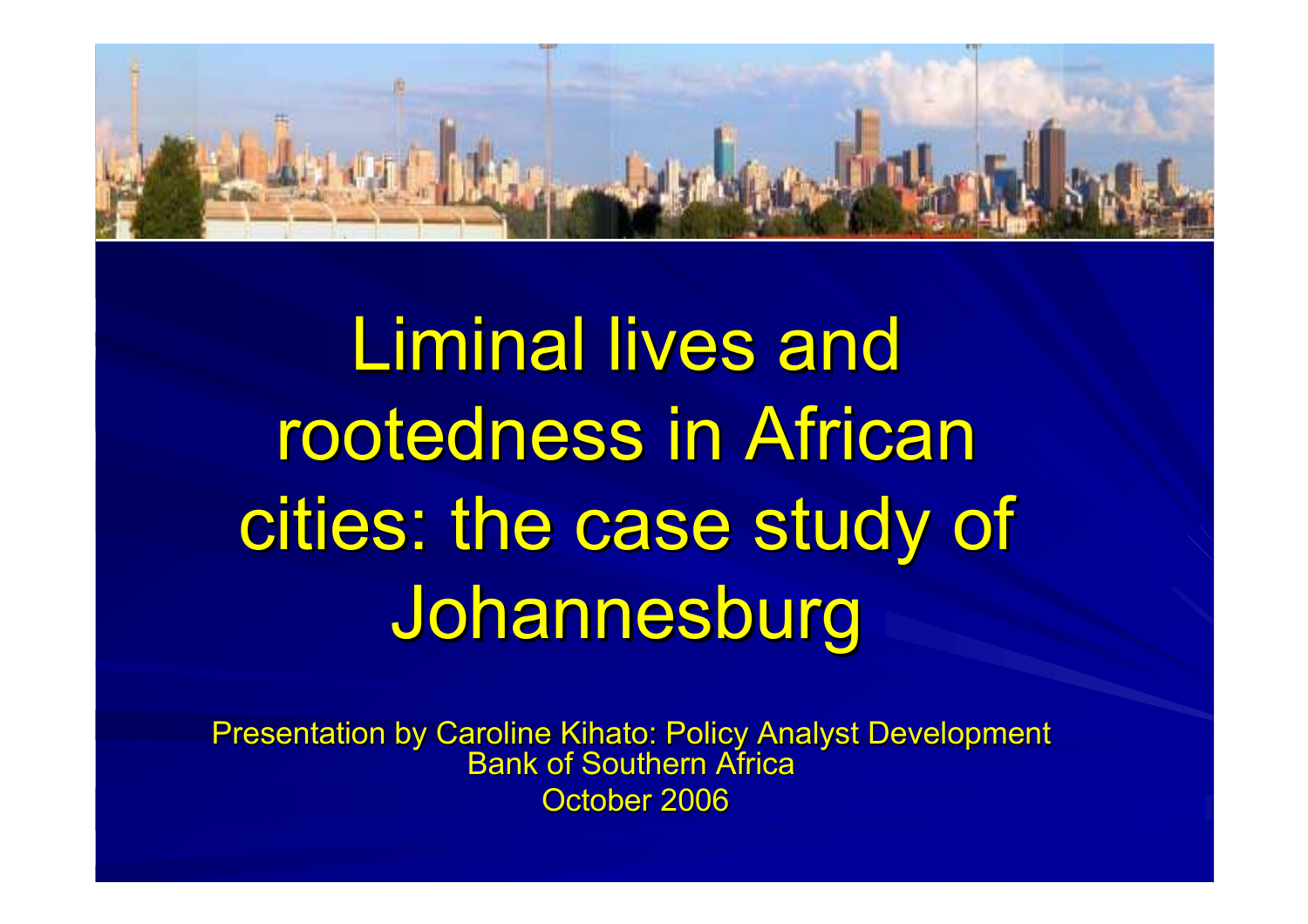# Liminal lives and rootedness in African cities: the case study of Johannesburg

Presentation by Caroline Kihato: Policy Analyst Development Bank of Southern Africa

October 2006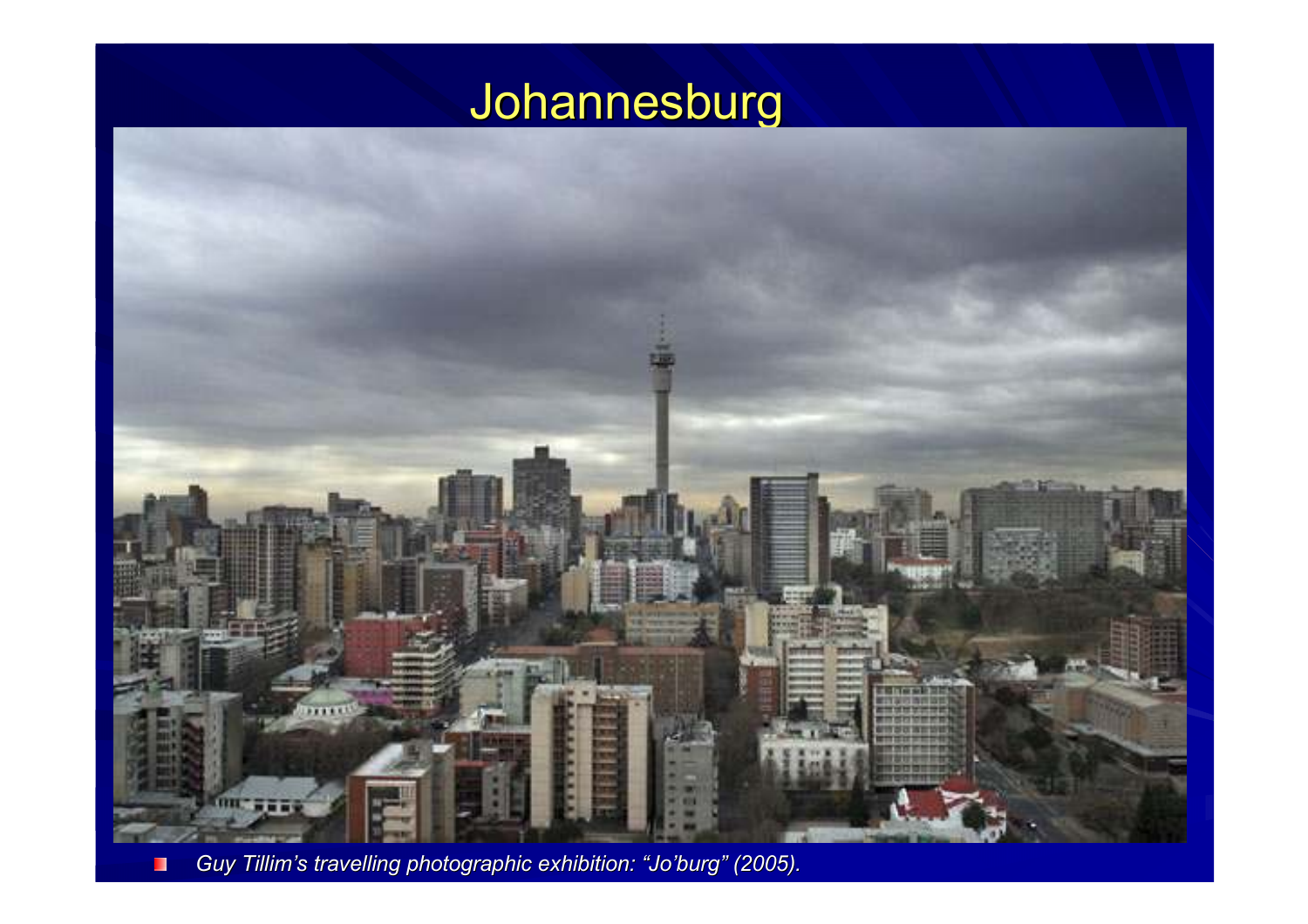# Johannesburg

- *Guy Tillim's travelling photographic exhibition: "Jo'burg" (2005).*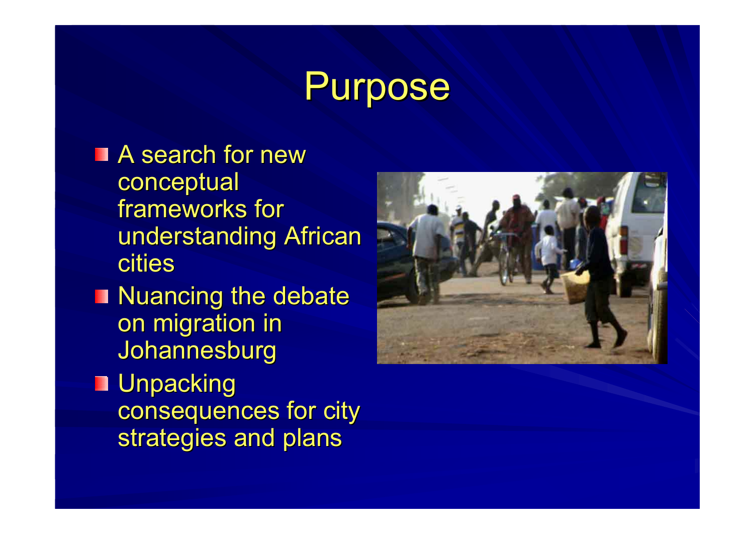# Purpose

- A search for new conceptual frameworks for understanding African cities
- Nuancing the debate on migration in Johannesburg
- Unpacking consequences for city strategies and plans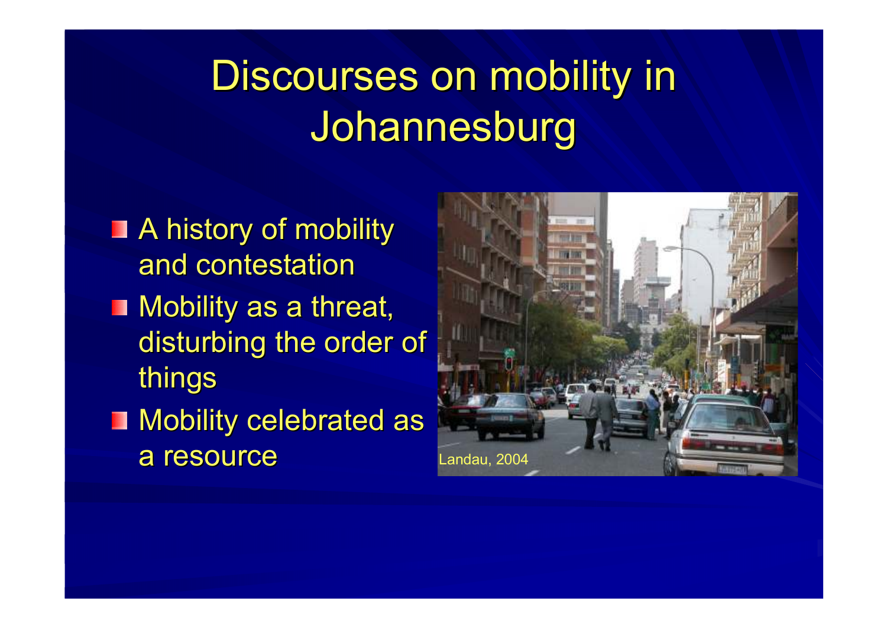# Discourses on mobility in Johannesburg

- A history of mobility and contestation
- Mobility as a threat, disturbing the order of things
- Mobility celebrated as a resource

Landau, 2004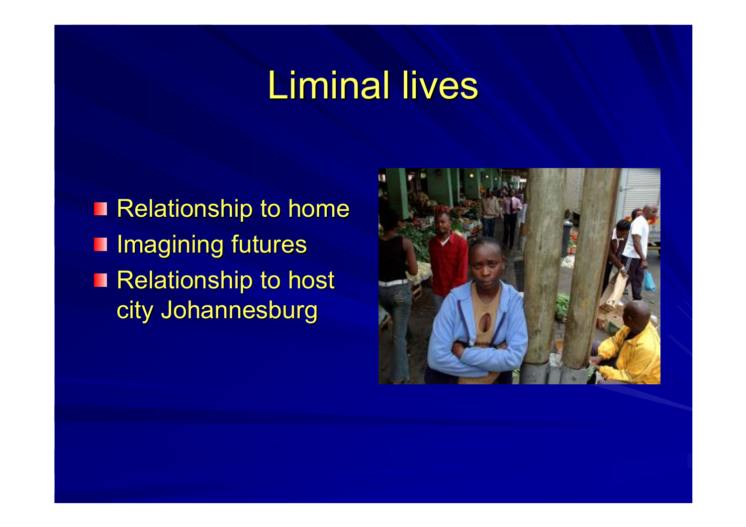# Liminal lives

- Relationship to home
- Imagining futures
- Relationship to host city Johannesburg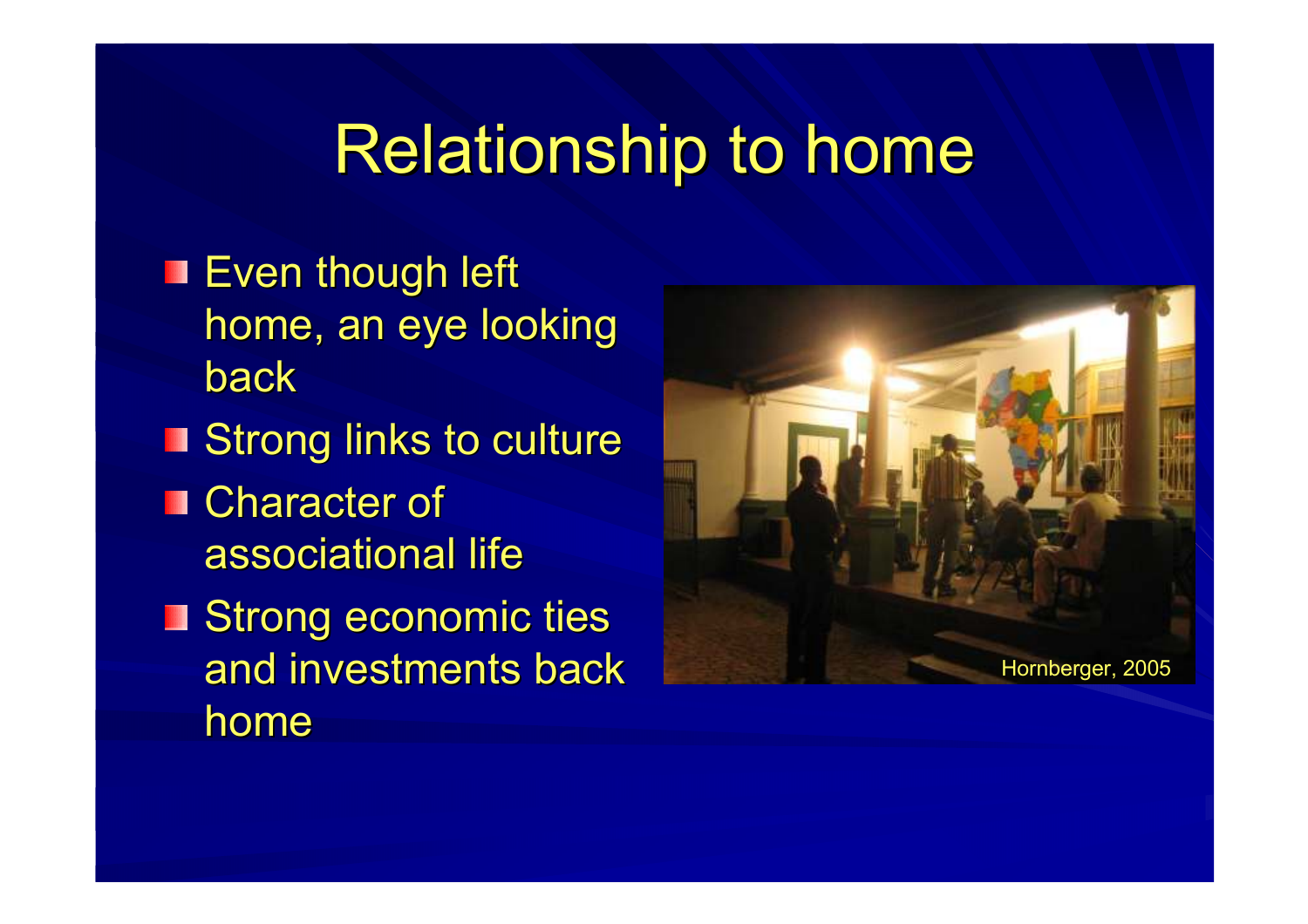# Relationship to home

- Even though left home, an eye looking back
- Strong links to culture
- Character of associational life
- Strong economic ties and investments back home

Hornberger, 2005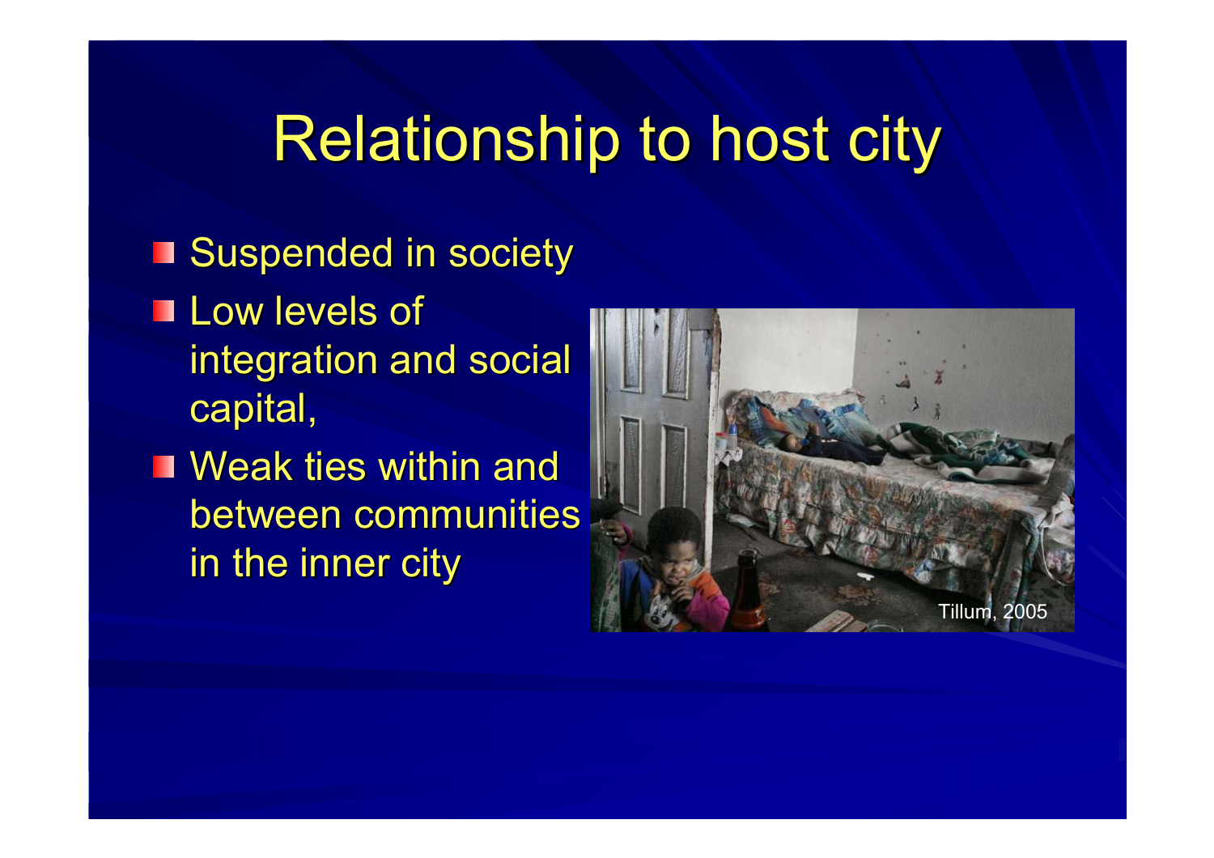# Relationship to host city

- Suspended in society
- Low levels of integration and social capital,
- Weak ties within and between communities in the inner city

Tillum, 2005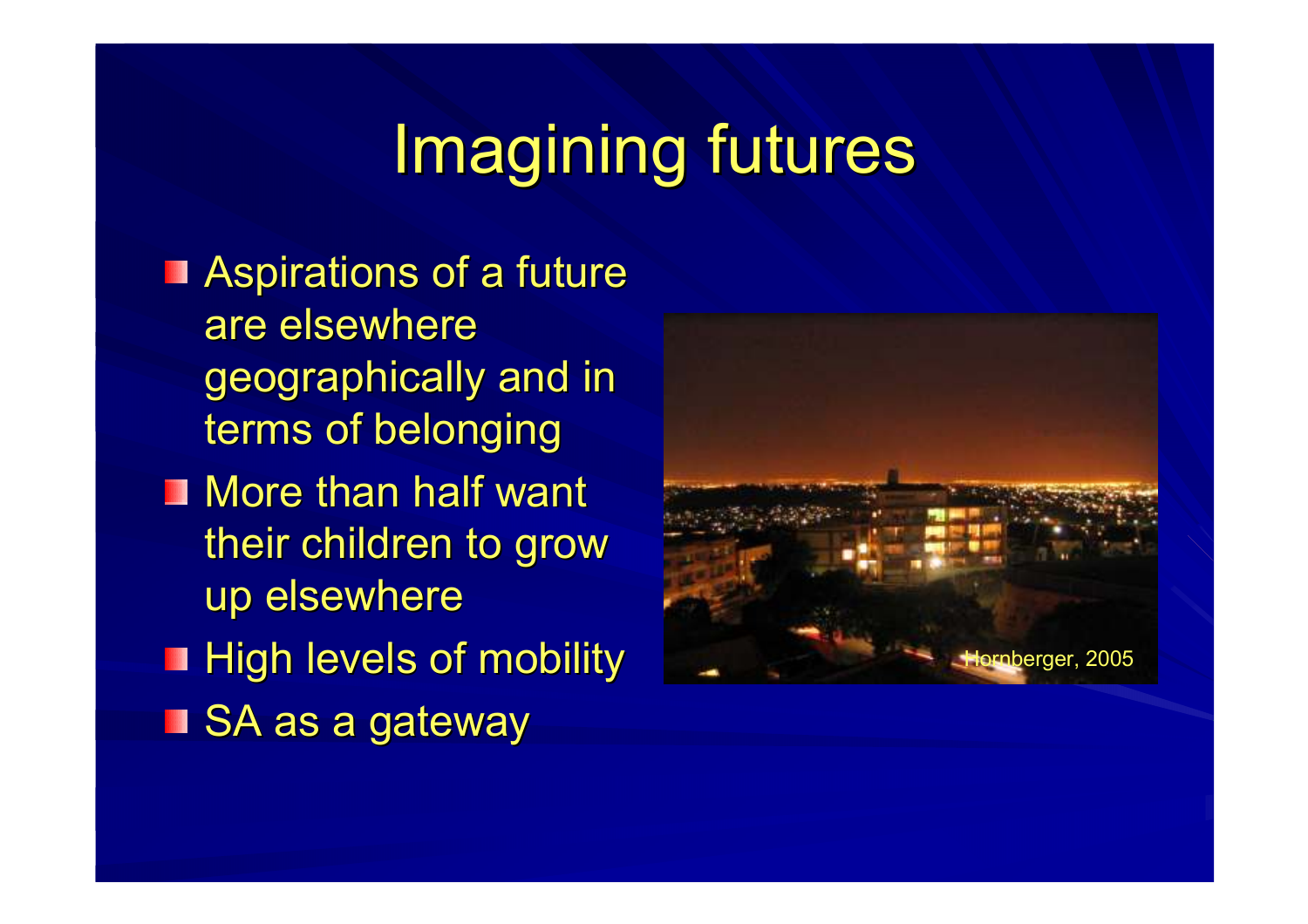# Imagining futures

- Aspirations of a future are elsewhere geographically and in terms of belonging
- More than half want their children to grow up elsewhere
- High levels of mobility
- SA as a gateway

Hornberger, 2005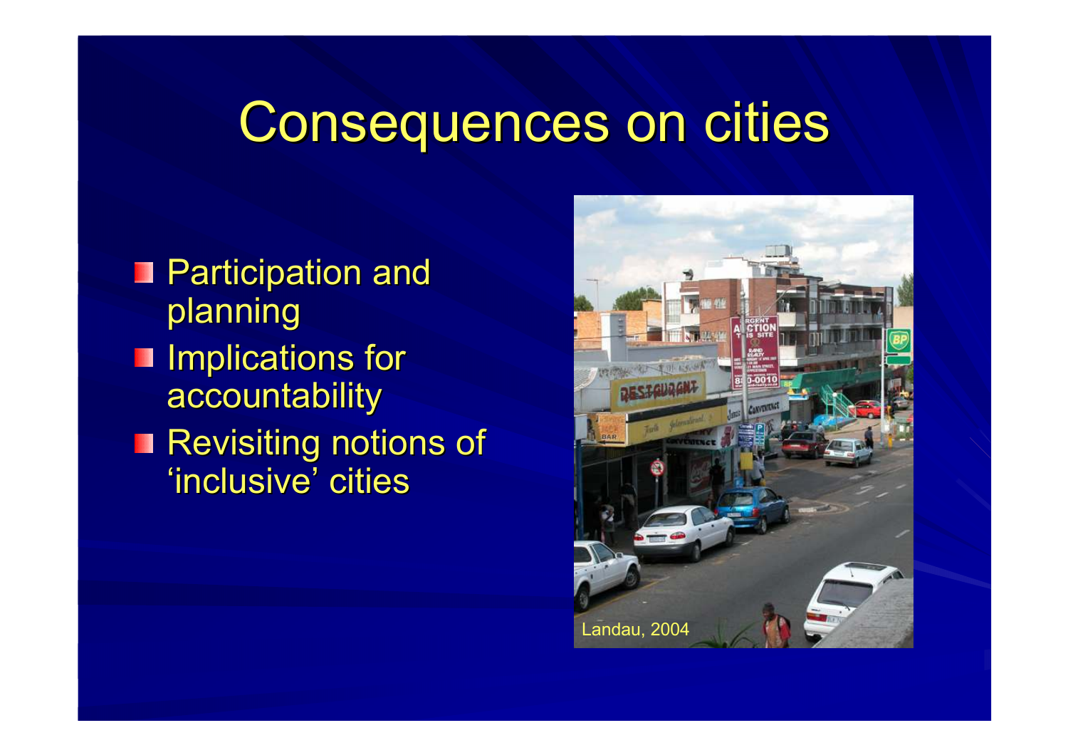# Consequences on cities

- Participation and planning
- Implications for accountability
- Revisiting notions of 'inclusive' cities

Landau, 2004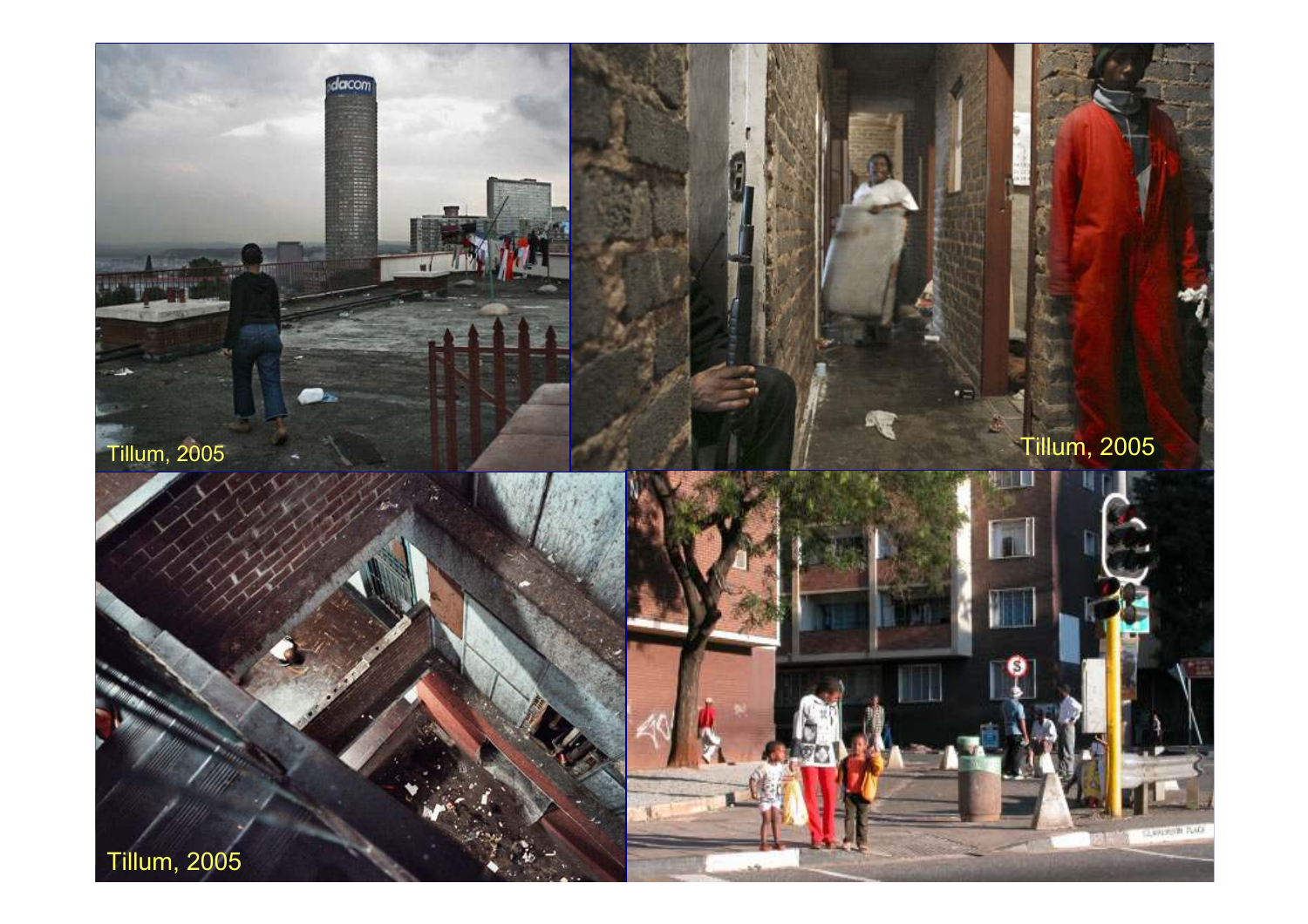Tillum, 2005

Tillum, 2005

Tillum, 2005